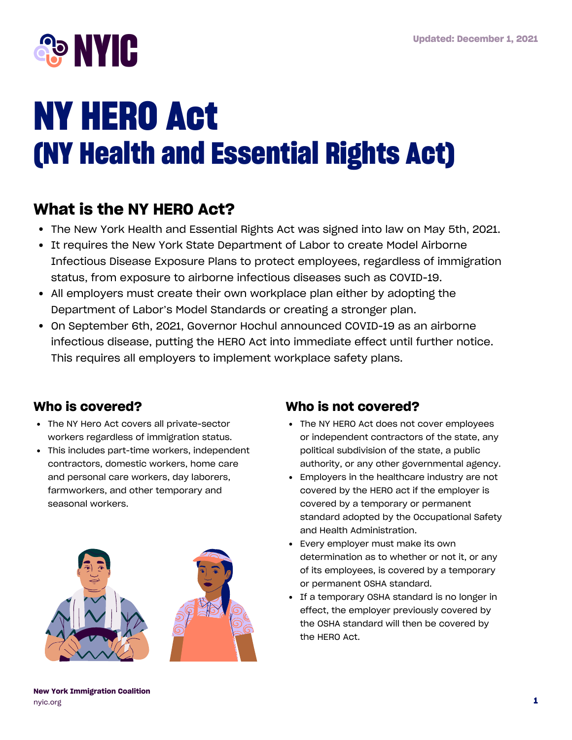NYIC

Updated: December 1, 2021

# NY HERO Act
# (NY Health and Essential Rights Act)

## What is the NY HERO Act?

- The New York Health and Essential Rights Act was signed into law on May 5th, 2021.
- It requires the New York State Department of Labor to create Model Airborne Infectious Disease Exposure Plans to protect employees, regardless of immigration status, from exposure to airborne infectious diseases such as COVID-19.
- All employers must create their own workplace plan either by adopting the Department of Labor's Model Standards or creating a stronger plan.
- On September 6th, 2021, Governor Hochul announced COVID-19 as an airborne infectious disease, putting the HERO Act into immediate effect until further notice. This requires all employers to implement workplace safety plans.

### Who is covered?

- The NY Hero Act covers all private-sector workers regardless of immigration status.
- This includes part-time workers, independent contractors, domestic workers, home care and personal care workers, day laborers, farmworkers, and other temporary and seasonal workers.

### Who is not covered?

- The NY HERO Act does not cover employees or independent contractors of the state, any political subdivision of the state, a public authority, or any other governmental agency.
- Employers in the healthcare industry are not covered by the HERO act if the employer is covered by a temporary or permanent standard adopted by the Occupational Safety and Health Administration.
- Every employer must make its own determination as to whether or not it, or any of its employees, is covered by a temporary or permanent OSHA standard.
- If a temporary OSHA standard is no longer in effect, the employer previously covered by the OSHA standard will then be covered by the HERO Act.

New York Immigration Coalition
nyic.org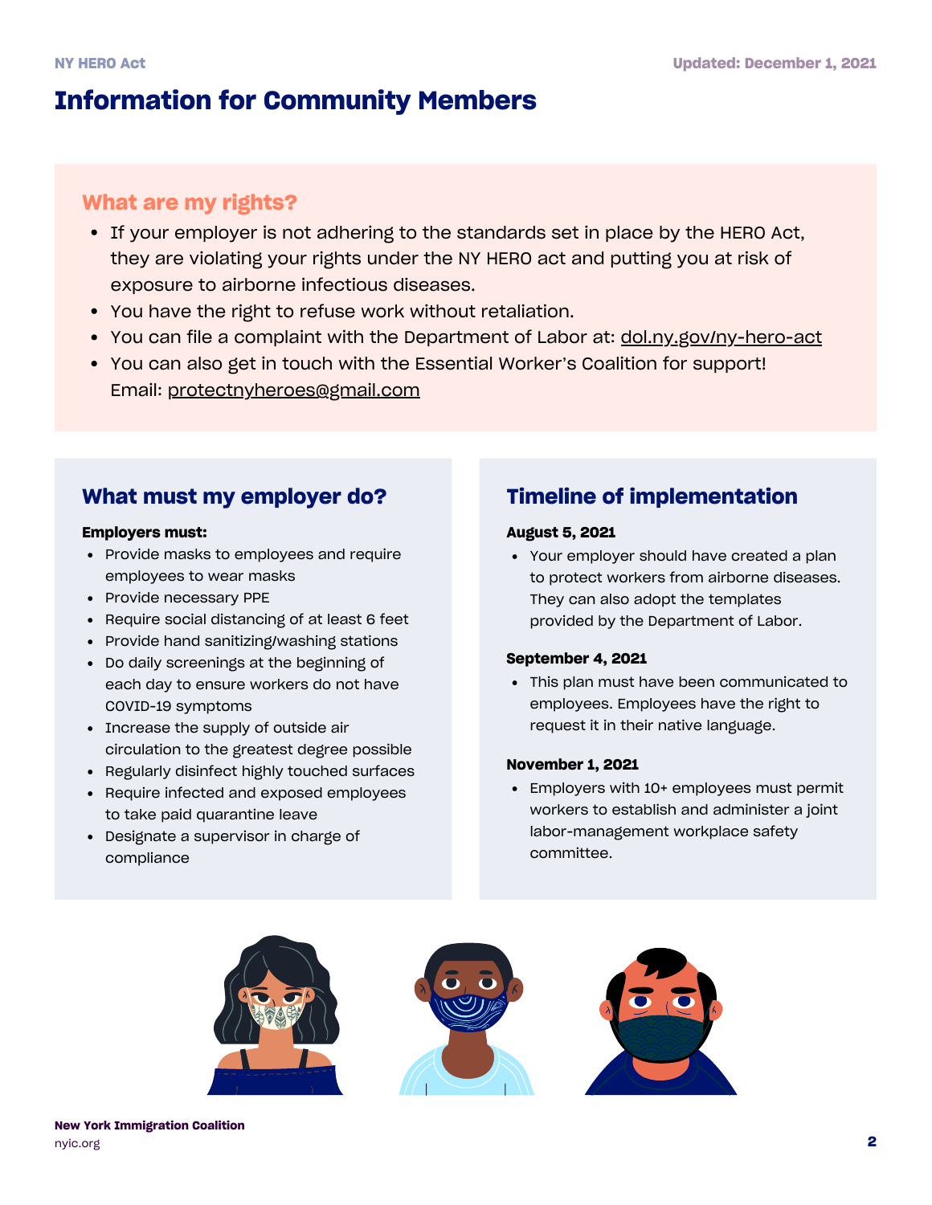# Information for Community Members

## What are my rights?

- If your employer is not adhering to the standards set in place by the HERO Act, they are violating your rights under the NY HERO act and putting you at risk of exposure to airborne infectious diseases.
- You have the right to refuse work without retaliation.
- You can file a complaint with the Department of Labor at: dol.ny.gov/ny-hero-act
- You can also get in touch with the Essential Worker's Coalition for support! Email: protectnyheroes@gmail.com

## What must my employer do?

**Employers must:**

- Provide masks to employees and require employees to wear masks
- Provide necessary PPE
- Require social distancing of at least 6 feet
- Provide hand sanitizing/washing stations
- Do daily screenings at the beginning of each day to ensure workers do not have COVID-19 symptoms
- Increase the supply of outside air circulation to the greatest degree possible
- Regularly disinfect highly touched surfaces
- Require infected and exposed employees to take paid quarantine leave
- Designate a supervisor in charge of compliance

## Timeline of implementation

**August 5, 2021**

- Your employer should have created a plan to protect workers from airborne diseases. They can also adopt the templates provided by the Department of Labor.

**September 4, 2021**

- This plan must have been communicated to employees. Employees have the right to request it in their native language.

**November 1, 2021**

- Employers with 10+ employees must permit workers to establish and administer a joint labor-management workplace safety committee.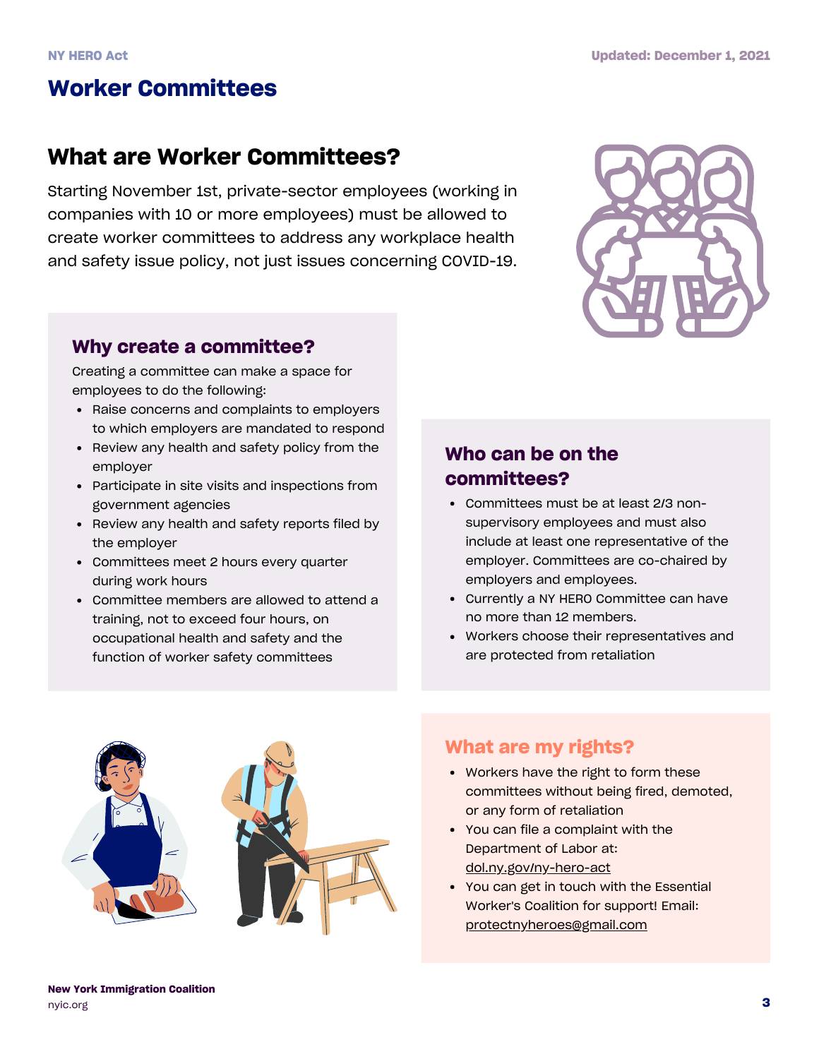# Worker Committees

## What are Worker Committees?

Starting November 1st, private-sector employees (working in companies with 10 or more employees) must be allowed to create worker committees to address any workplace health and safety issue policy, not just issues concerning COVID-19.

### Why create a committee?

Creating a committee can make a space for employees to do the following:

- Raise concerns and complaints to employers to which employers are mandated to respond
- Review any health and safety policy from the employer
- Participate in site visits and inspections from government agencies
- Review any health and safety reports filed by the employer
- Committees meet 2 hours every quarter during work hours
- Committee members are allowed to attend a training, not to exceed four hours, on occupational health and safety and the function of worker safety committees

### Who can be on the committees?

- Committees must be at least 2/3 non-supervisory employees and must also include at least one representative of the employer. Committees are co-chaired by employers and employees.
- Currently a NY HERO Committee can have no more than 12 members.
- Workers choose their representatives and are protected from retaliation

### What are my rights?

- Workers have the right to form these committees without being fired, demoted, or any form of retaliation
- You can file a complaint with the Department of Labor at: dol.ny.gov/ny-hero-act
- You can get in touch with the Essential Worker's Coalition for support! Email: protectnyheroes@gmail.com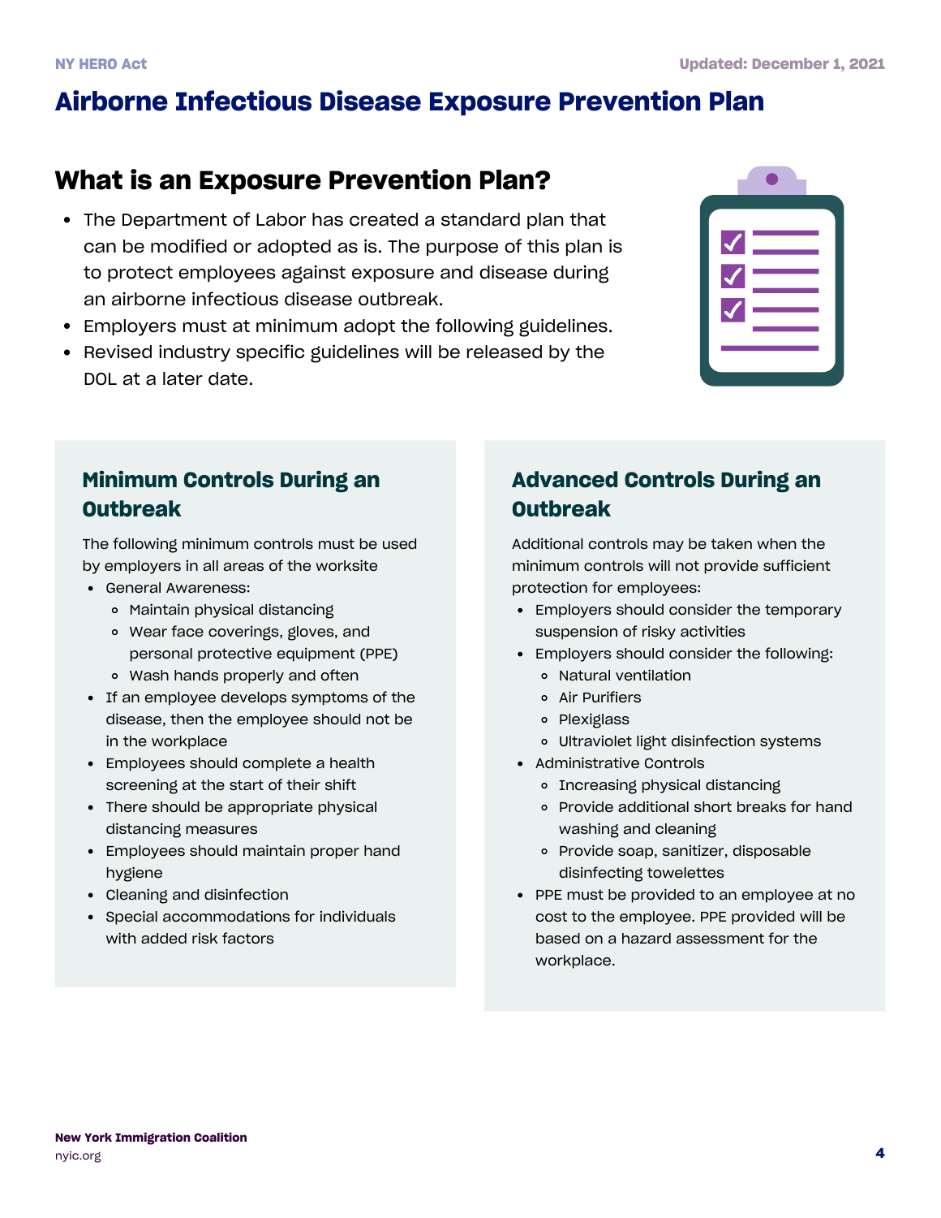# Airborne Infectious Disease Exposure Prevention Plan

## What is an Exposure Prevention Plan?

- The Department of Labor has created a standard plan that can be modified or adopted as is. The purpose of this plan is to protect employees against exposure and disease during an airborne infectious disease outbreak.
- Employers must at minimum adopt the following guidelines.
- Revised industry specific guidelines will be released by the DOL at a later date.

### Minimum Controls During an Outbreak

The following minimum controls must be used by employers in all areas of the worksite

- General Awareness:
  - Maintain physical distancing
  - Wear face coverings, gloves, and personal protective equipment (PPE)
  - Wash hands properly and often
- If an employee develops symptoms of the disease, then the employee should not be in the workplace
- Employees should complete a health screening at the start of their shift
- There should be appropriate physical distancing measures
- Employees should maintain proper hand hygiene
- Cleaning and disinfection
- Special accommodations for individuals with added risk factors

### Advanced Controls During an Outbreak

Additional controls may be taken when the minimum controls will not provide sufficient protection for employees:

- Employers should consider the temporary suspension of risky activities
- Employers should consider the following:
  - Natural ventilation
  - Air Purifiers
  - Plexiglass
  - Ultraviolet light disinfection systems
- Administrative Controls
  - Increasing physical distancing
  - Provide additional short breaks for hand washing and cleaning
  - Provide soap, sanitizer, disposable disinfecting towelettes
- PPE must be provided to an employee at no cost to the employee. PPE provided will be based on a hazard assessment for the workplace.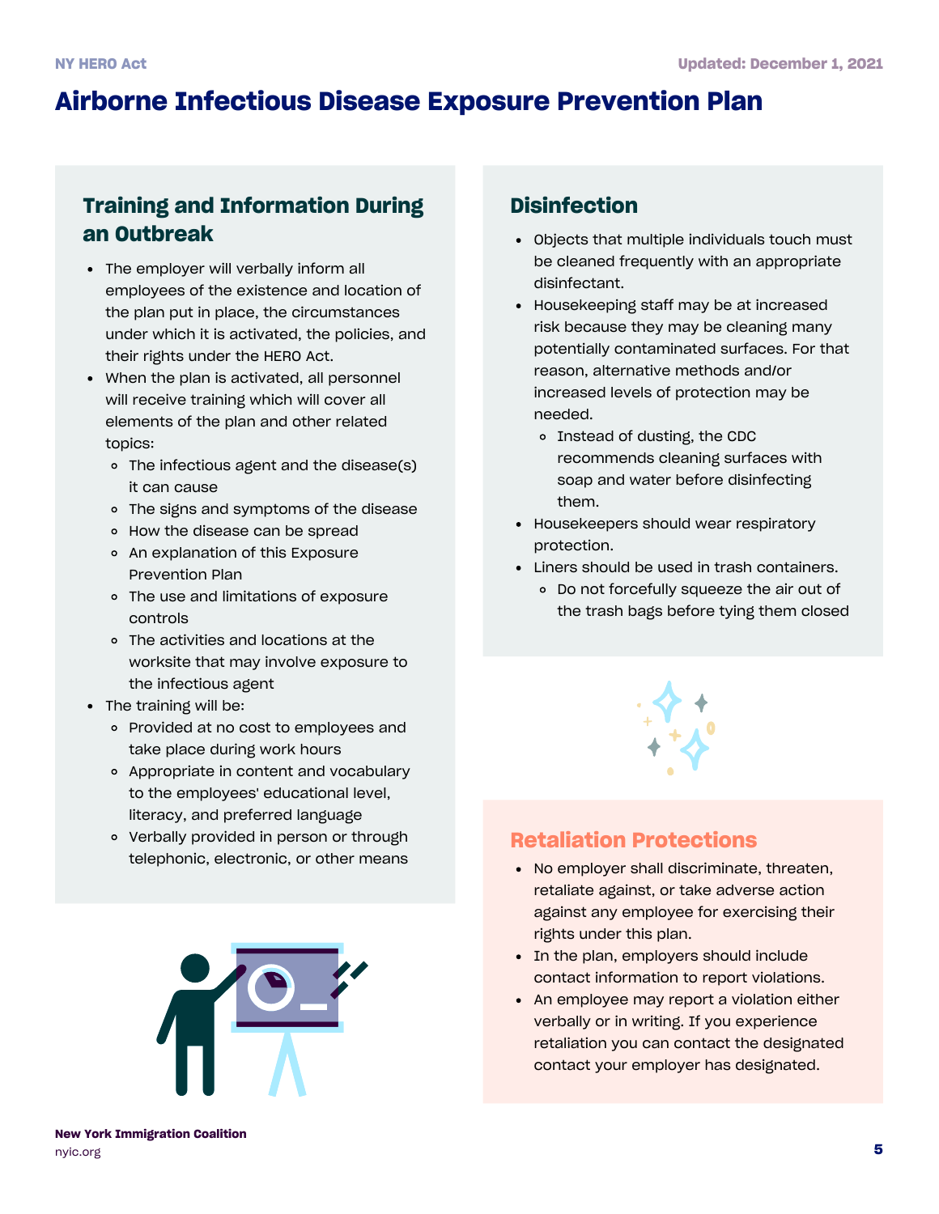# Airborne Infectious Disease Exposure Prevention Plan

## Training and Information During an Outbreak

- The employer will verbally inform all employees of the existence and location of the plan put in place, the circumstances under which it is activated, the policies, and their rights under the HERO Act.
- When the plan is activated, all personnel will receive training which will cover all elements of the plan and other related topics:
  - The infectious agent and the disease(s) it can cause
  - The signs and symptoms of the disease
  - How the disease can be spread
  - An explanation of this Exposure Prevention Plan
  - The use and limitations of exposure controls
  - The activities and locations at the worksite that may involve exposure to the infectious agent
- The training will be:
  - Provided at no cost to employees and take place during work hours
  - Appropriate in content and vocabulary to the employees' educational level, literacy, and preferred language
  - Verbally provided in person or through telephonic, electronic, or other means

## Disinfection

- Objects that multiple individuals touch must be cleaned frequently with an appropriate disinfectant.
- Housekeeping staff may be at increased risk because they may be cleaning many potentially contaminated surfaces. For that reason, alternative methods and/or increased levels of protection may be needed.
  - Instead of dusting, the CDC recommends cleaning surfaces with soap and water before disinfecting them.
- Housekeepers should wear respiratory protection.
- Liners should be used in trash containers.
  - Do not forcefully squeeze the air out of the trash bags before tying them closed

## Retaliation Protections

- No employer shall discriminate, threaten, retaliate against, or take adverse action against any employee for exercising their rights under this plan.
- In the plan, employers should include contact information to report violations.
- An employee may report a violation either verbally or in writing. If you experience retaliation you can contact the designated contact your employer has designated.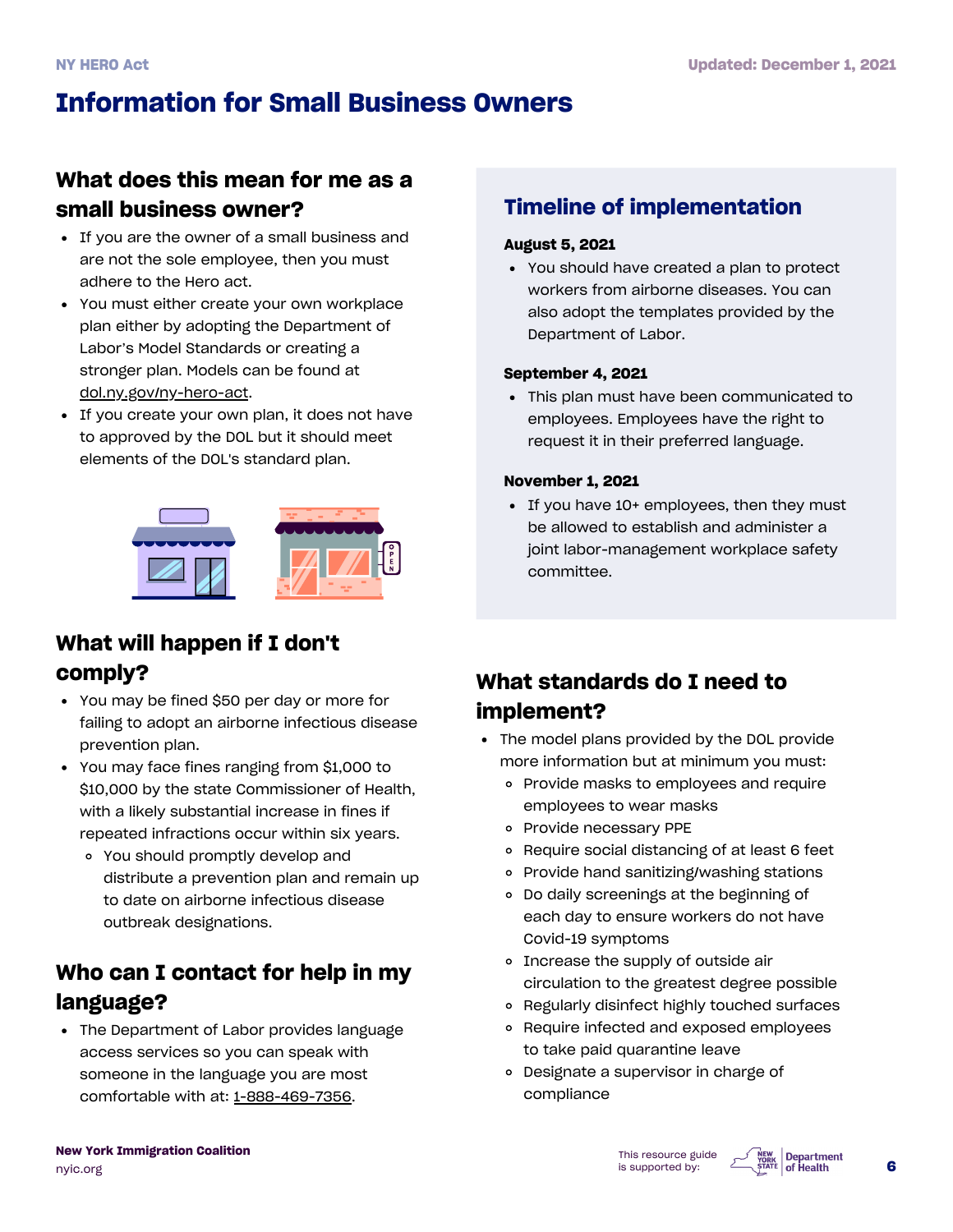# Information for Small Business Owners

## What does this mean for me as a small business owner?

- If you are the owner of a small business and are not the sole employee, then you must adhere to the Hero act.
- You must either create your own workplace plan either by adopting the Department of Labor's Model Standards or creating a stronger plan. Models can be found at dol.ny.gov/ny-hero-act.
- If you create your own plan, it does not have to approved by the DOL but it should meet elements of the DOL's standard plan.

## What will happen if I don't comply?

- You may be fined $50 per day or more for failing to adopt an airborne infectious disease prevention plan.
- You may face fines ranging from $1,000 to $10,000 by the state Commissioner of Health, with a likely substantial increase in fines if repeated infractions occur within six years.
  - You should promptly develop and distribute a prevention plan and remain up to date on airborne infectious disease outbreak designations.

## Who can I contact for help in my language?

- The Department of Labor provides language access services so you can speak with someone in the language you are most comfortable with at: 1-888-469-7356.

## Timeline of implementation

**August 5, 2021**

- You should have created a plan to protect workers from airborne diseases. You can also adopt the templates provided by the Department of Labor.

**September 4, 2021**

- This plan must have been communicated to employees. Employees have the right to request it in their preferred language.

**November 1, 2021**

- If you have 10+ employees, then they must be allowed to establish and administer a joint labor-management workplace safety committee.

## What standards do I need to implement?

- The model plans provided by the DOL provide more information but at minimum you must:
  - Provide masks to employees and require employees to wear masks
  - Provide necessary PPE
  - Require social distancing of at least 6 feet
  - Provide hand sanitizing/washing stations
  - Do daily screenings at the beginning of each day to ensure workers do not have Covid-19 symptoms
  - Increase the supply of outside air circulation to the greatest degree possible
  - Regularly disinfect highly touched surfaces
  - Require infected and exposed employees to take paid quarantine leave
  - Designate a supervisor in charge of compliance

**New York Immigration Coalition**
nyic.org

This resource guide is supported by: New York State Department of Health